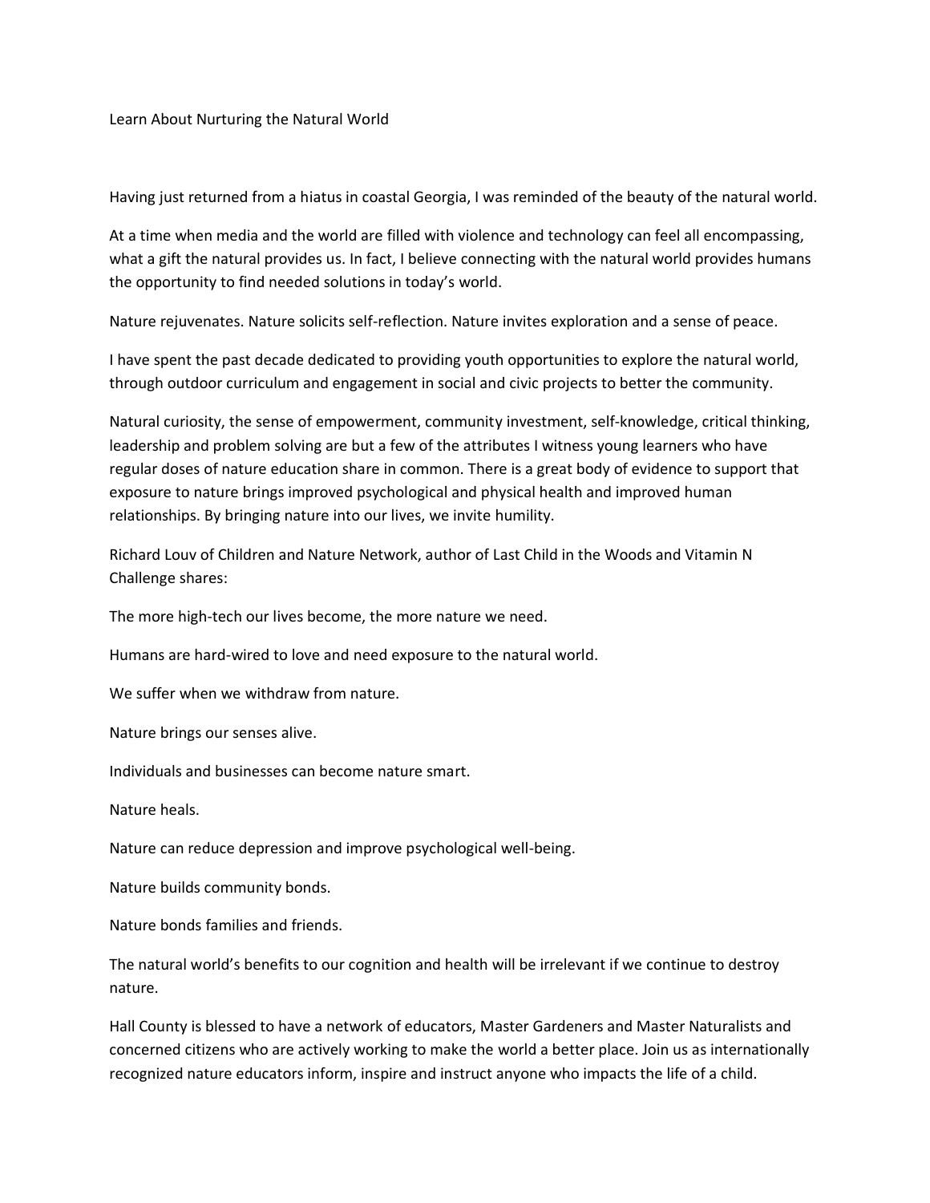# Learn About Nurturing the Natural World

Having just returned from a hiatus in coastal Georgia, I was reminded of the beauty of the natural world.

At a time when media and the world are filled with violence and technology can feel all encompassing, what a gift the natural provides us. In fact, I believe connecting with the natural world provides humans the opportunity to find needed solutions in today's world.

Nature rejuvenates. Nature solicits self-reflection. Nature invites exploration and a sense of peace.

I have spent the past decade dedicated to providing youth opportunities to explore the natural world, through outdoor curriculum and engagement in social and civic projects to better the community.

Natural curiosity, the sense of empowerment, community investment, self-knowledge, critical thinking, leadership and problem solving are but a few of the attributes I witness young learners who have regular doses of nature education share in common. There is a great body of evidence to support that exposure to nature brings improved psychological and physical health and improved human relationships. By bringing nature into our lives, we invite humility.

Richard Louv of Children and Nature Network, author of Last Child in the Woods and Vitamin N Challenge shares:

The more high-tech our lives become, the more nature we need.

Humans are hard-wired to love and need exposure to the natural world.

We suffer when we withdraw from nature.

Nature brings our senses alive.

Individuals and businesses can become nature smart.

Nature heals.

Nature can reduce depression and improve psychological well-being.

Nature builds community bonds.

Nature bonds families and friends.

The natural world's benefits to our cognition and health will be irrelevant if we continue to destroy nature.

Hall County is blessed to have a network of educators, Master Gardeners and Master Naturalists and concerned citizens who are actively working to make the world a better place. Join us as internationally recognized nature educators inform, inspire and instruct anyone who impacts the life of a child.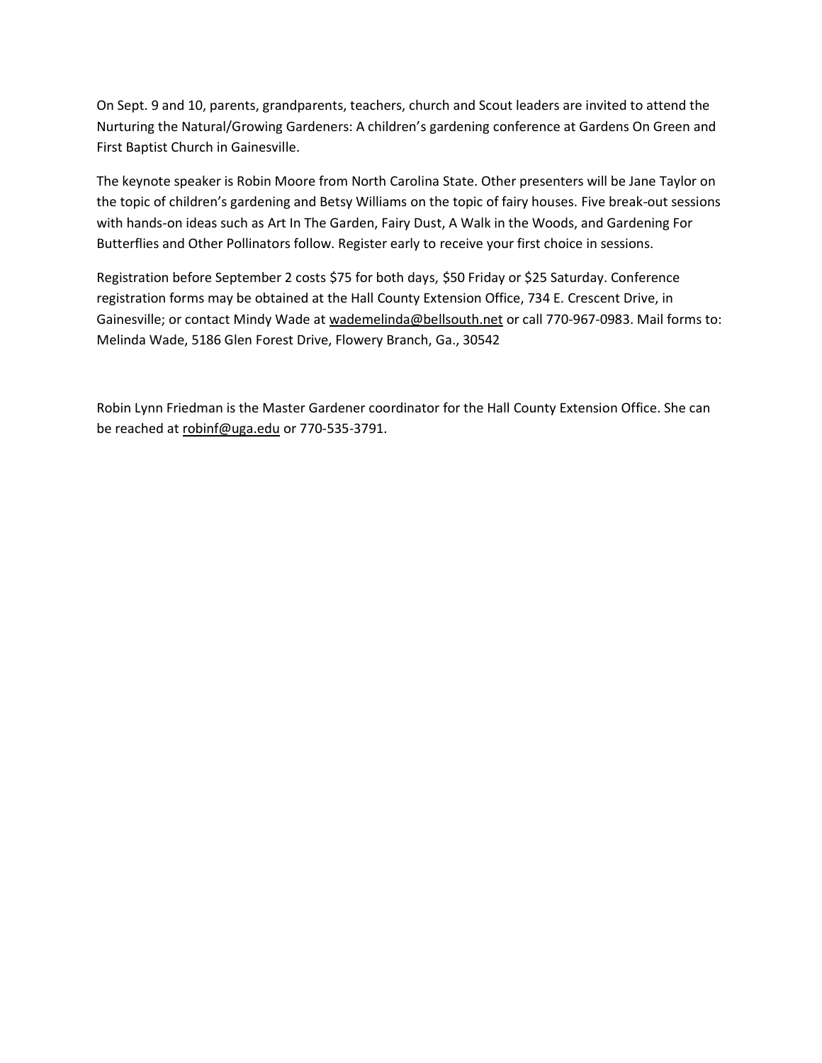On Sept. 9 and 10, parents, grandparents, teachers, church and Scout leaders are invited to attend the Nurturing the Natural/Growing Gardeners: A children's gardening conference at Gardens On Green and First Baptist Church in Gainesville.

The keynote speaker is Robin Moore from North Carolina State. Other presenters will be Jane Taylor on the topic of children's gardening and Betsy Williams on the topic of fairy houses. Five break-out sessions with hands-on ideas such as Art In The Garden, Fairy Dust, A Walk in the Woods, and Gardening For Butterflies and Other Pollinators follow. Register early to receive your first choice in sessions.

Registration before September 2 costs $75 for both days, $50 Friday or $25 Saturday. Conference registration forms may be obtained at the Hall County Extension Office, 734 E. Crescent Drive, in Gainesville; or contact Mindy Wade at wademelinda@bellsouth.net or call 770-967-0983. Mail forms to: Melinda Wade, 5186 Glen Forest Drive, Flowery Branch, Ga., 30542

Robin Lynn Friedman is the Master Gardener coordinator for the Hall County Extension Office. She can be reached at robinf@uga.edu or 770-535-3791.